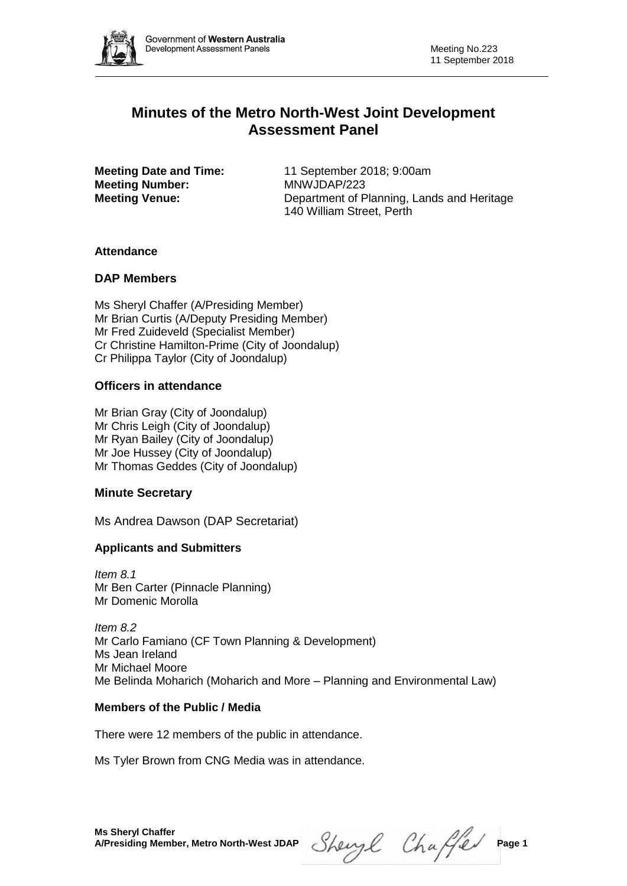# Minutes of the Metro North-West Joint Development Assessment Panel

**Meeting Date and Time:** 11 September 2018; 9:00am
**Meeting Number:** MNWJDAP/223
**Meeting Venue:** Department of Planning, Lands and Heritage
140 William Street, Perth

### Attendance

## DAP Members

Ms Sheryl Chaffer (A/Presiding Member)
Mr Brian Curtis (A/Deputy Presiding Member)
Mr Fred Zuideveld (Specialist Member)
Cr Christine Hamilton-Prime (City of Joondalup)
Cr Philippa Taylor (City of Joondalup)

## Officers in attendance

Mr Brian Gray (City of Joondalup)
Mr Chris Leigh (City of Joondalup)
Mr Ryan Bailey (City of Joondalup)
Mr Joe Hussey (City of Joondalup)
Mr Thomas Geddes (City of Joondalup)

## Minute Secretary

Ms Andrea Dawson (DAP Secretariat)

### Applicants and Submitters

*Item 8.1*
Mr Ben Carter (Pinnacle Planning)
Mr Domenic Morolla

*Item 8.2*
Mr Carlo Famiano (CF Town Planning & Development)
Ms Jean Ireland
Mr Michael Moore
Me Belinda Moharich (Moharich and More – Planning and Environmental Law)

### Members of the Public / Media

There were 12 members of the public in attendance.

Ms Tyler Brown from CNG Media was in attendance.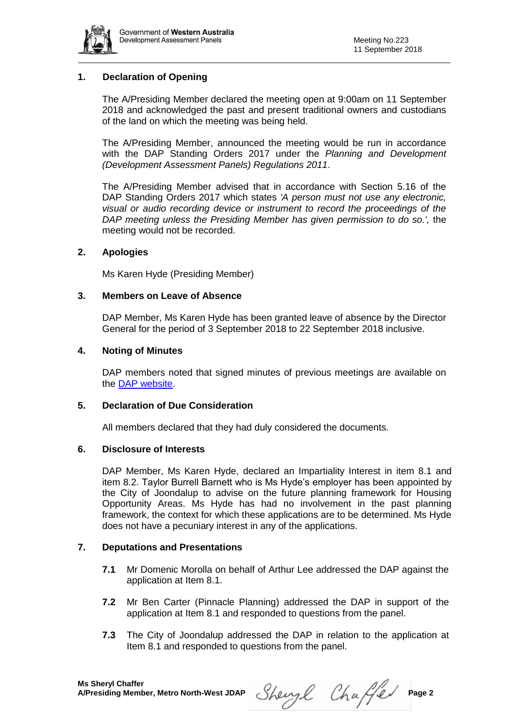## 1. Declaration of Opening

The A/Presiding Member declared the meeting open at 9:00am on 11 September 2018 and acknowledged the past and present traditional owners and custodians of the land on which the meeting was being held.

The A/Presiding Member, announced the meeting would be run in accordance with the DAP Standing Orders 2017 under the *Planning and Development (Development Assessment Panels) Regulations 2011*.

The A/Presiding Member advised that in accordance with Section 5.16 of the DAP Standing Orders 2017 which states *'A person must not use any electronic, visual or audio recording device or instrument to record the proceedings of the DAP meeting unless the Presiding Member has given permission to do so.',* the meeting would not be recorded.

## 2. Apologies

Ms Karen Hyde (Presiding Member)

## 3. Members on Leave of Absence

DAP Member, Ms Karen Hyde has been granted leave of absence by the Director General for the period of 3 September 2018 to 22 September 2018 inclusive.

## 4. Noting of Minutes

DAP members noted that signed minutes of previous meetings are available on the DAP website.

## 5. Declaration of Due Consideration

All members declared that they had duly considered the documents.

## 6. Disclosure of Interests

DAP Member, Ms Karen Hyde, declared an Impartiality Interest in item 8.1 and item 8.2. Taylor Burrell Barnett who is Ms Hyde's employer has been appointed by the City of Joondalup to advise on the future planning framework for Housing Opportunity Areas. Ms Hyde has had no involvement in the past planning framework, the context for which these applications are to be determined. Ms Hyde does not have a pecuniary interest in any of the applications.

## 7. Deputations and Presentations

**7.1** Mr Domenic Morolla on behalf of Arthur Lee addressed the DAP against the application at Item 8.1.

**7.2** Mr Ben Carter (Pinnacle Planning) addressed the DAP in support of the application at Item 8.1 and responded to questions from the panel.

**7.3** The City of Joondalup addressed the DAP in relation to the application at Item 8.1 and responded to questions from the panel.

**Ms Sheryl Chaffer**
**A/Presiding Member, Metro North-West JDAP**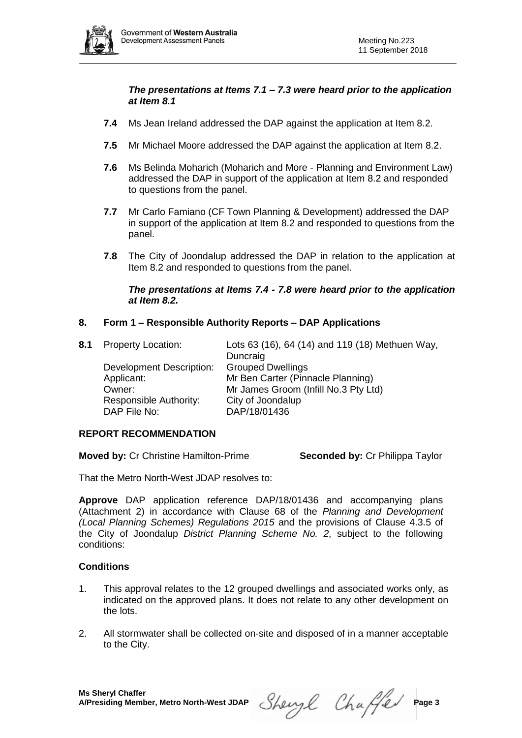***The presentations at Items 7.1 – 7.3 were heard prior to the application at Item 8.1***

**7.4** Ms Jean Ireland addressed the DAP against the application at Item 8.2.

**7.5** Mr Michael Moore addressed the DAP against the application at Item 8.2.

**7.6** Ms Belinda Moharich (Moharich and More - Planning and Environment Law) addressed the DAP in support of the application at Item 8.2 and responded to questions from the panel.

**7.7** Mr Carlo Famiano (CF Town Planning & Development) addressed the DAP in support of the application at Item 8.2 and responded to questions from the panel.

**7.8** The City of Joondalup addressed the DAP in relation to the application at Item 8.2 and responded to questions from the panel.

***The presentations at Items 7.4 - 7.8 were heard prior to the application at Item 8.2.***

## 8. Form 1 – Responsible Authority Reports – DAP Applications

**8.1** Property Location: Lots 63 (16), 64 (14) and 119 (18) Methuen Way, Duncraig
Development Description: Grouped Dwellings
Applicant: Mr Ben Carter (Pinnacle Planning)
Owner: Mr James Groom (Infill No.3 Pty Ltd)
Responsible Authority: City of Joondalup
DAP File No: DAP/18/01436

### REPORT RECOMMENDATION

**Moved by:** Cr Christine Hamilton-Prime **Seconded by:** Cr Philippa Taylor

That the Metro North-West JDAP resolves to:

**Approve** DAP application reference DAP/18/01436 and accompanying plans (Attachment 2) in accordance with Clause 68 of the *Planning and Development (Local Planning Schemes) Regulations 2015* and the provisions of Clause 4.3.5 of the City of Joondalup *District Planning Scheme No. 2*, subject to the following conditions:

### Conditions

1. This approval relates to the 12 grouped dwellings and associated works only, as indicated on the approved plans. It does not relate to any other development on the lots.

2. All stormwater shall be collected on-site and disposed of in a manner acceptable to the City.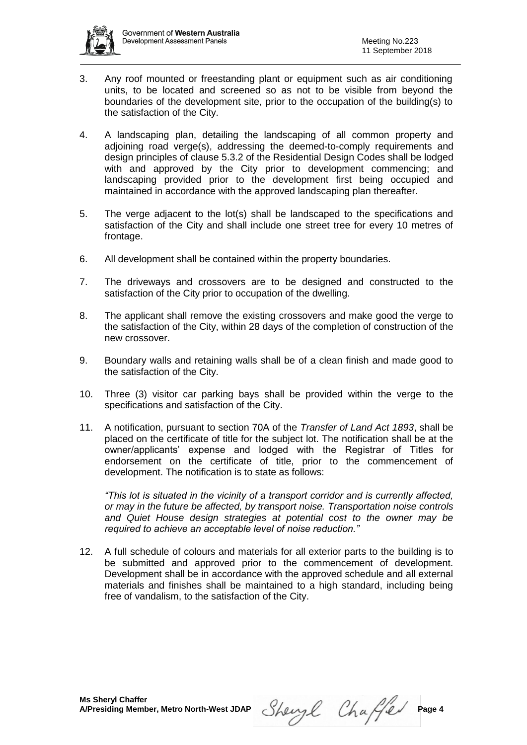3. Any roof mounted or freestanding plant or equipment such as air conditioning units, to be located and screened so as not to be visible from beyond the boundaries of the development site, prior to the occupation of the building(s) to the satisfaction of the City.

4. A landscaping plan, detailing the landscaping of all common property and adjoining road verge(s), addressing the deemed-to-comply requirements and design principles of clause 5.3.2 of the Residential Design Codes shall be lodged with and approved by the City prior to development commencing; and landscaping provided prior to the development first being occupied and maintained in accordance with the approved landscaping plan thereafter.

5. The verge adjacent to the lot(s) shall be landscaped to the specifications and satisfaction of the City and shall include one street tree for every 10 metres of frontage.

6. All development shall be contained within the property boundaries.

7. The driveways and crossovers are to be designed and constructed to the satisfaction of the City prior to occupation of the dwelling.

8. The applicant shall remove the existing crossovers and make good the verge to the satisfaction of the City, within 28 days of the completion of construction of the new crossover.

9. Boundary walls and retaining walls shall be of a clean finish and made good to the satisfaction of the City.

10. Three (3) visitor car parking bays shall be provided within the verge to the specifications and satisfaction of the City.

11. A notification, pursuant to section 70A of the *Transfer of Land Act 1893*, shall be placed on the certificate of title for the subject lot. The notification shall be at the owner/applicants' expense and lodged with the Registrar of Titles for endorsement on the certificate of title, prior to the commencement of development. The notification is to state as follows:

    *"This lot is situated in the vicinity of a transport corridor and is currently affected, or may in the future be affected, by transport noise. Transportation noise controls and Quiet House design strategies at potential cost to the owner may be required to achieve an acceptable level of noise reduction."*

12. A full schedule of colours and materials for all exterior parts to the building is to be submitted and approved prior to the commencement of development. Development shall be in accordance with the approved schedule and all external materials and finishes shall be maintained to a high standard, including being free of vandalism, to the satisfaction of the City.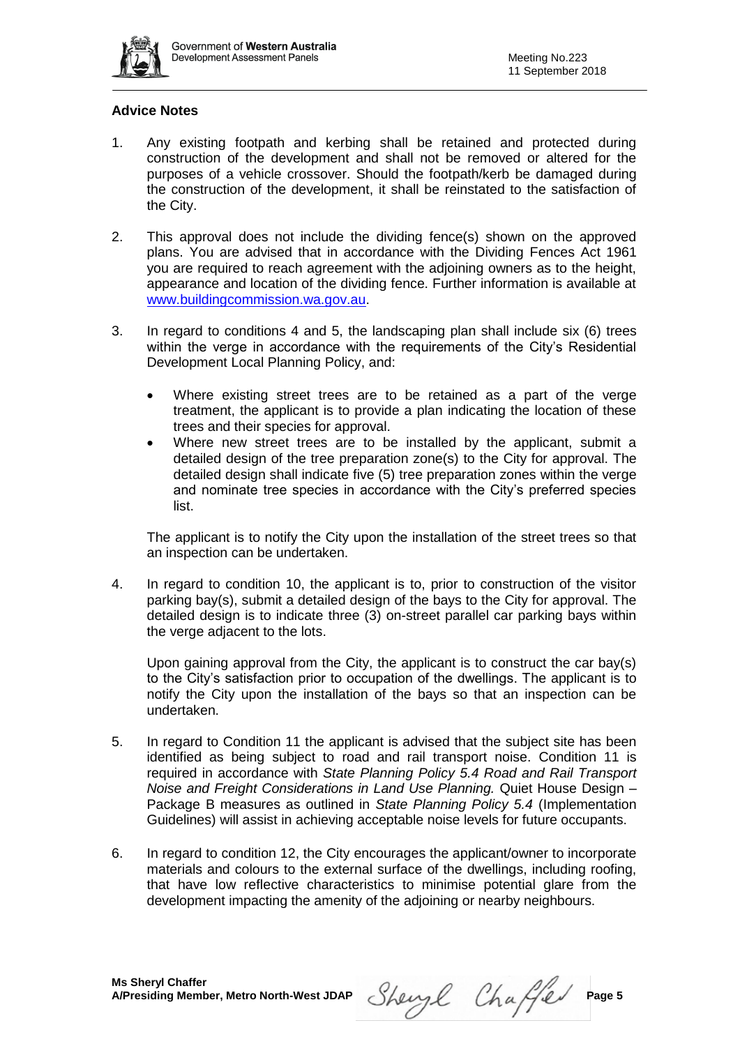### Advice Notes

1. Any existing footpath and kerbing shall be retained and protected during construction of the development and shall not be removed or altered for the purposes of a vehicle crossover. Should the footpath/kerb be damaged during the construction of the development, it shall be reinstated to the satisfaction of the City.

2. This approval does not include the dividing fence(s) shown on the approved plans. You are advised that in accordance with the Dividing Fences Act 1961 you are required to reach agreement with the adjoining owners as to the height, appearance and location of the dividing fence. Further information is available at www.buildingcommission.wa.gov.au.

3. In regard to conditions 4 and 5, the landscaping plan shall include six (6) trees within the verge in accordance with the requirements of the City's Residential Development Local Planning Policy, and:

   - Where existing street trees are to be retained as a part of the verge treatment, the applicant is to provide a plan indicating the location of these trees and their species for approval.
   - Where new street trees are to be installed by the applicant, submit a detailed design of the tree preparation zone(s) to the City for approval. The detailed design shall indicate five (5) tree preparation zones within the verge and nominate tree species in accordance with the City's preferred species list.

   The applicant is to notify the City upon the installation of the street trees so that an inspection can be undertaken.

4. In regard to condition 10, the applicant is to, prior to construction of the visitor parking bay(s), submit a detailed design of the bays to the City for approval. The detailed design is to indicate three (3) on-street parallel car parking bays within the verge adjacent to the lots.

   Upon gaining approval from the City, the applicant is to construct the car bay(s) to the City's satisfaction prior to occupation of the dwellings. The applicant is to notify the City upon the installation of the bays so that an inspection can be undertaken.

5. In regard to Condition 11 the applicant is advised that the subject site has been identified as being subject to road and rail transport noise. Condition 11 is required in accordance with *State Planning Policy 5.4 Road and Rail Transport Noise and Freight Considerations in Land Use Planning.* Quiet House Design – Package B measures as outlined in *State Planning Policy 5.4* (Implementation Guidelines) will assist in achieving acceptable noise levels for future occupants.

6. In regard to condition 12, the City encourages the applicant/owner to incorporate materials and colours to the external surface of the dwellings, including roofing, that have low reflective characteristics to minimise potential glare from the development impacting the amenity of the adjoining or nearby neighbours.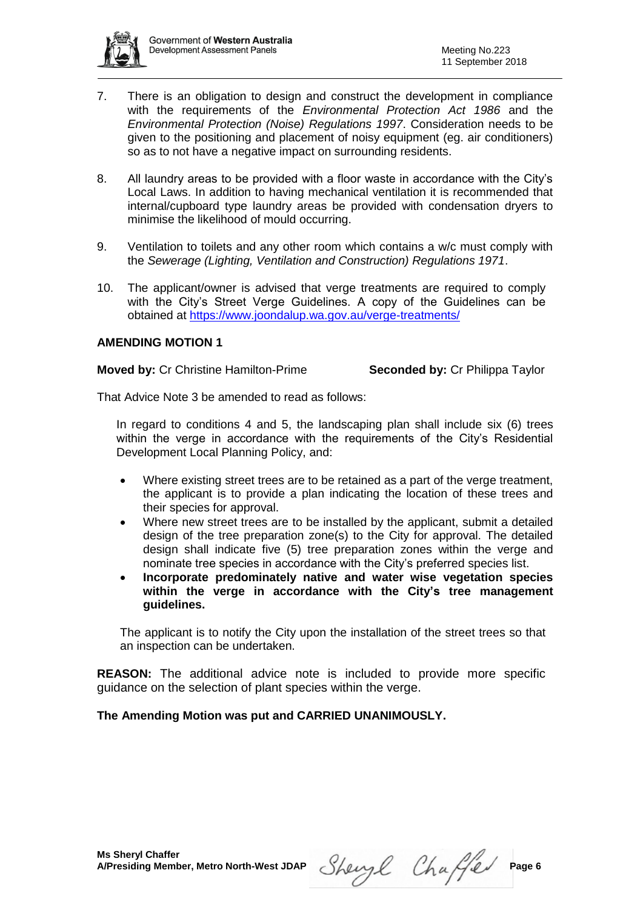7. There is an obligation to design and construct the development in compliance with the requirements of the *Environmental Protection Act 1986* and the *Environmental Protection (Noise) Regulations 1997*. Consideration needs to be given to the positioning and placement of noisy equipment (eg. air conditioners) so as to not have a negative impact on surrounding residents.

8. All laundry areas to be provided with a floor waste in accordance with the City's Local Laws. In addition to having mechanical ventilation it is recommended that internal/cupboard type laundry areas be provided with condensation dryers to minimise the likelihood of mould occurring.

9. Ventilation to toilets and any other room which contains a w/c must comply with the *Sewerage (Lighting, Ventilation and Construction) Regulations 1971*.

10. The applicant/owner is advised that verge treatments are required to comply with the City's Street Verge Guidelines. A copy of the Guidelines can be obtained at https://www.joondalup.wa.gov.au/verge-treatments/

**AMENDING MOTION 1**

**Moved by:** Cr Christine Hamilton-Prime **Seconded by:** Cr Philippa Taylor

That Advice Note 3 be amended to read as follows:

In regard to conditions 4 and 5, the landscaping plan shall include six (6) trees within the verge in accordance with the requirements of the City's Residential Development Local Planning Policy, and:

- Where existing street trees are to be retained as a part of the verge treatment, the applicant is to provide a plan indicating the location of these trees and their species for approval.
- Where new street trees are to be installed by the applicant, submit a detailed design of the tree preparation zone(s) to the City for approval. The detailed design shall indicate five (5) tree preparation zones within the verge and nominate tree species in accordance with the City's preferred species list.
- **Incorporate predominately native and water wise vegetation species within the verge in accordance with the City's tree management guidelines.**

The applicant is to notify the City upon the installation of the street trees so that an inspection can be undertaken.

**REASON:** The additional advice note is included to provide more specific guidance on the selection of plant species within the verge.

**The Amending Motion was put and CARRIED UNANIMOUSLY.**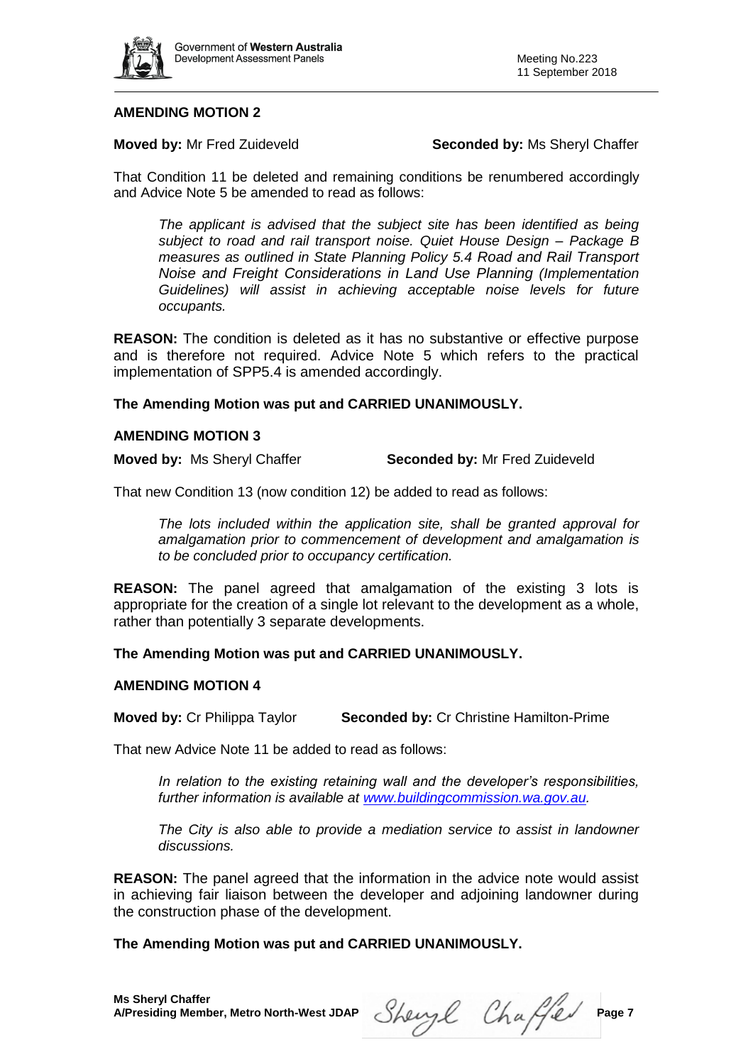### AMENDING MOTION 2

**Moved by:** Mr Fred Zuideveld **Seconded by:** Ms Sheryl Chaffer

That Condition 11 be deleted and remaining conditions be renumbered accordingly and Advice Note 5 be amended to read as follows:

> *The applicant is advised that the subject site has been identified as being subject to road and rail transport noise. Quiet House Design – Package B measures as outlined in State Planning Policy 5.4 Road and Rail Transport Noise and Freight Considerations in Land Use Planning (Implementation Guidelines) will assist in achieving acceptable noise levels for future occupants.*

**REASON:** The condition is deleted as it has no substantive or effective purpose and is therefore not required. Advice Note 5 which refers to the practical implementation of SPP5.4 is amended accordingly.

**The Amending Motion was put and CARRIED UNANIMOUSLY.**

### AMENDING MOTION 3

**Moved by:** Ms Sheryl Chaffer **Seconded by:** Mr Fred Zuideveld

That new Condition 13 (now condition 12) be added to read as follows:

> *The lots included within the application site, shall be granted approval for amalgamation prior to commencement of development and amalgamation is to be concluded prior to occupancy certification.*

**REASON:** The panel agreed that amalgamation of the existing 3 lots is appropriate for the creation of a single lot relevant to the development as a whole, rather than potentially 3 separate developments.

**The Amending Motion was put and CARRIED UNANIMOUSLY.**

### AMENDING MOTION 4

**Moved by:** Cr Philippa Taylor **Seconded by:** Cr Christine Hamilton-Prime

That new Advice Note 11 be added to read as follows:

> *In relation to the existing retaining wall and the developer's responsibilities, further information is available at www.buildingcommission.wa.gov.au.*
>
> *The City is also able to provide a mediation service to assist in landowner discussions.*

**REASON:** The panel agreed that the information in the advice note would assist in achieving fair liaison between the developer and adjoining landowner during the construction phase of the development.

**The Amending Motion was put and CARRIED UNANIMOUSLY.**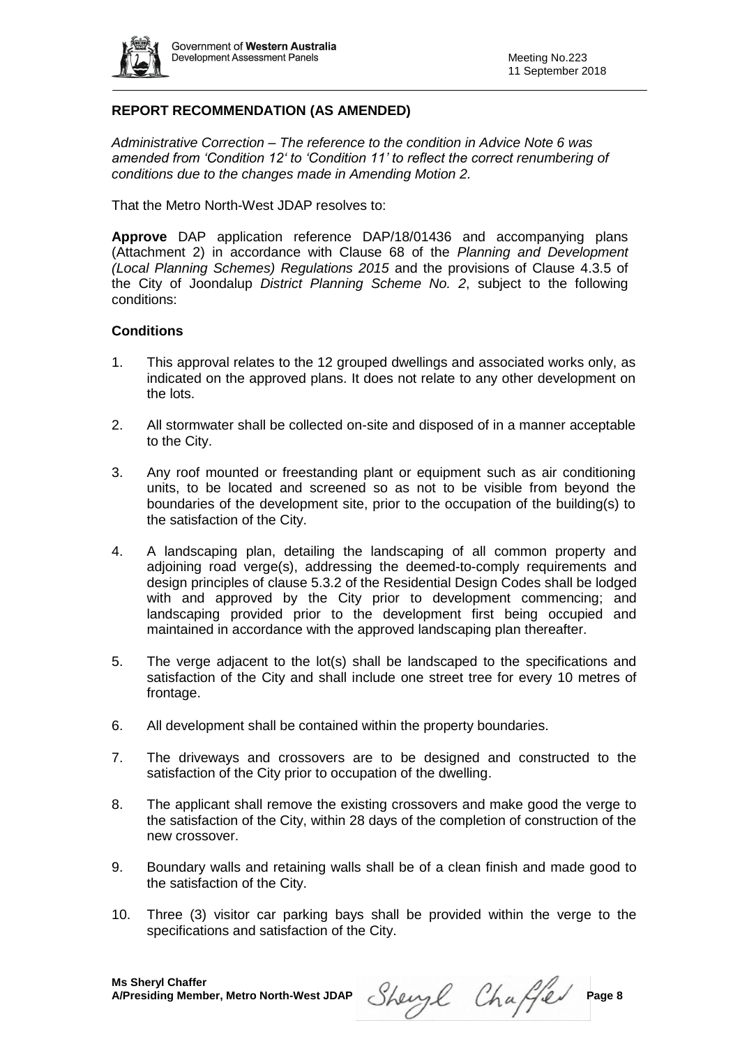**REPORT RECOMMENDATION (AS AMENDED)**

*Administrative Correction – The reference to the condition in Advice Note 6 was amended from 'Condition 12' to 'Condition 11' to reflect the correct renumbering of conditions due to the changes made in Amending Motion 2.*

That the Metro North-West JDAP resolves to:

**Approve** DAP application reference DAP/18/01436 and accompanying plans (Attachment 2) in accordance with Clause 68 of the *Planning and Development (Local Planning Schemes) Regulations 2015* and the provisions of Clause 4.3.5 of the City of Joondalup *District Planning Scheme No. 2*, subject to the following conditions:

**Conditions**

1. This approval relates to the 12 grouped dwellings and associated works only, as indicated on the approved plans. It does not relate to any other development on the lots.

2. All stormwater shall be collected on-site and disposed of in a manner acceptable to the City.

3. Any roof mounted or freestanding plant or equipment such as air conditioning units, to be located and screened so as not to be visible from beyond the boundaries of the development site, prior to the occupation of the building(s) to the satisfaction of the City.

4. A landscaping plan, detailing the landscaping of all common property and adjoining road verge(s), addressing the deemed-to-comply requirements and design principles of clause 5.3.2 of the Residential Design Codes shall be lodged with and approved by the City prior to development commencing; and landscaping provided prior to the development first being occupied and maintained in accordance with the approved landscaping plan thereafter.

5. The verge adjacent to the lot(s) shall be landscaped to the specifications and satisfaction of the City and shall include one street tree for every 10 metres of frontage.

6. All development shall be contained within the property boundaries.

7. The driveways and crossovers are to be designed and constructed to the satisfaction of the City prior to occupation of the dwelling.

8. The applicant shall remove the existing crossovers and make good the verge to the satisfaction of the City, within 28 days of the completion of construction of the new crossover.

9. Boundary walls and retaining walls shall be of a clean finish and made good to the satisfaction of the City.

10. Three (3) visitor car parking bays shall be provided within the verge to the specifications and satisfaction of the City.

**Ms Sheryl Chaffer**
**A/Presiding Member, Metro North-West JDAP**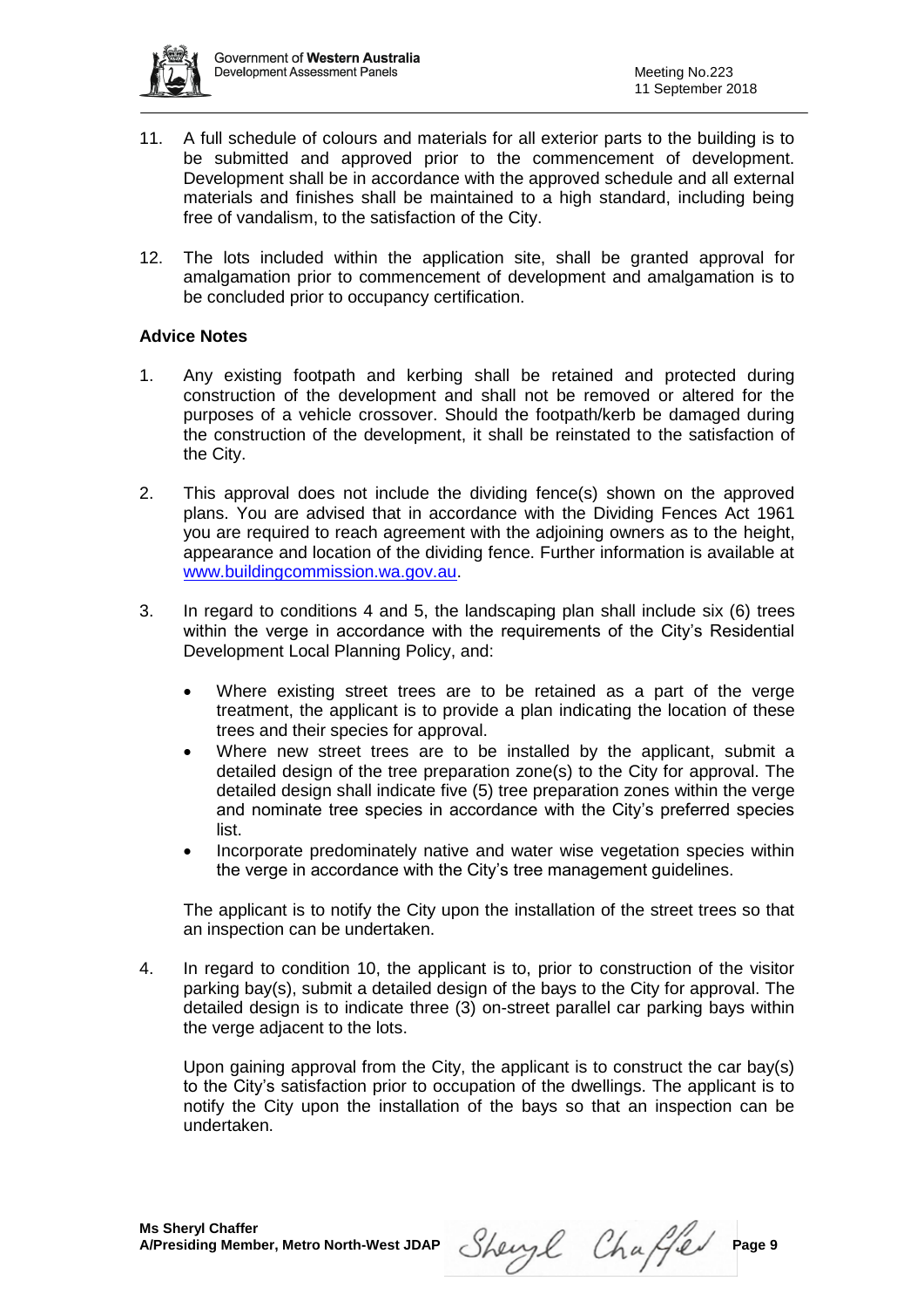11. A full schedule of colours and materials for all exterior parts to the building is to be submitted and approved prior to the commencement of development. Development shall be in accordance with the approved schedule and all external materials and finishes shall be maintained to a high standard, including being free of vandalism, to the satisfaction of the City.

12. The lots included within the application site, shall be granted approval for amalgamation prior to commencement of development and amalgamation is to be concluded prior to occupancy certification.

**Advice Notes**

1. Any existing footpath and kerbing shall be retained and protected during construction of the development and shall not be removed or altered for the purposes of a vehicle crossover. Should the footpath/kerb be damaged during the construction of the development, it shall be reinstated to the satisfaction of the City.

2. This approval does not include the dividing fence(s) shown on the approved plans. You are advised that in accordance with the Dividing Fences Act 1961 you are required to reach agreement with the adjoining owners as to the height, appearance and location of the dividing fence. Further information is available at www.buildingcommission.wa.gov.au.

3. In regard to conditions 4 and 5, the landscaping plan shall include six (6) trees within the verge in accordance with the requirements of the City's Residential Development Local Planning Policy, and:

   - Where existing street trees are to be retained as a part of the verge treatment, the applicant is to provide a plan indicating the location of these trees and their species for approval.
   - Where new street trees are to be installed by the applicant, submit a detailed design of the tree preparation zone(s) to the City for approval. The detailed design shall indicate five (5) tree preparation zones within the verge and nominate tree species in accordance with the City's preferred species list.
   - Incorporate predominately native and water wise vegetation species within the verge in accordance with the City's tree management guidelines.

   The applicant is to notify the City upon the installation of the street trees so that an inspection can be undertaken.

4. In regard to condition 10, the applicant is to, prior to construction of the visitor parking bay(s), submit a detailed design of the bays to the City for approval. The detailed design is to indicate three (3) on-street parallel car parking bays within the verge adjacent to the lots.

   Upon gaining approval from the City, the applicant is to construct the car bay(s) to the City's satisfaction prior to occupation of the dwellings. The applicant is to notify the City upon the installation of the bays so that an inspection can be undertaken.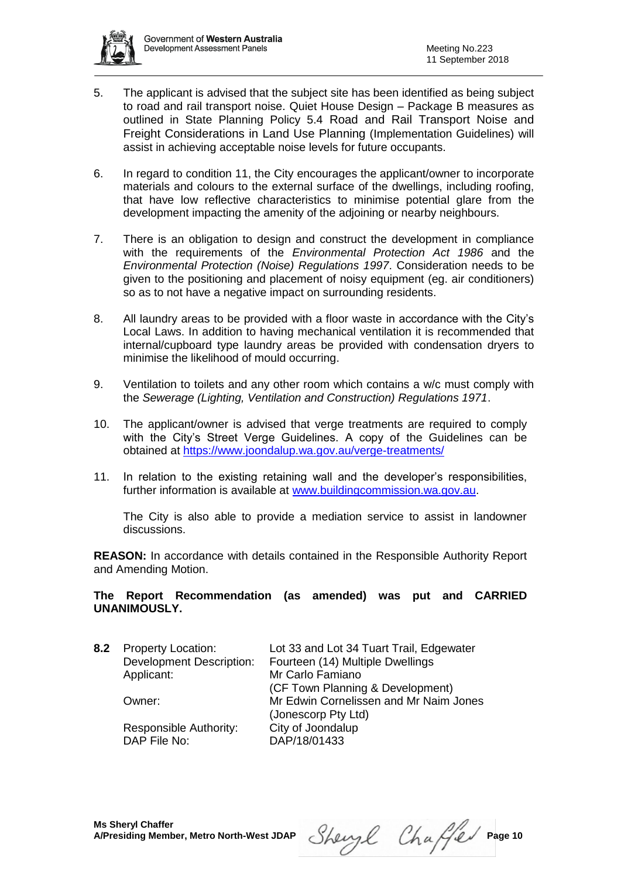5. The applicant is advised that the subject site has been identified as being subject to road and rail transport noise. Quiet House Design – Package B measures as outlined in State Planning Policy 5.4 Road and Rail Transport Noise and Freight Considerations in Land Use Planning (Implementation Guidelines) will assist in achieving acceptable noise levels for future occupants.

6. In regard to condition 11, the City encourages the applicant/owner to incorporate materials and colours to the external surface of the dwellings, including roofing, that have low reflective characteristics to minimise potential glare from the development impacting the amenity of the adjoining or nearby neighbours.

7. There is an obligation to design and construct the development in compliance with the requirements of the *Environmental Protection Act 1986* and the *Environmental Protection (Noise) Regulations 1997*. Consideration needs to be given to the positioning and placement of noisy equipment (eg. air conditioners) so as to not have a negative impact on surrounding residents.

8. All laundry areas to be provided with a floor waste in accordance with the City's Local Laws. In addition to having mechanical ventilation it is recommended that internal/cupboard type laundry areas be provided with condensation dryers to minimise the likelihood of mould occurring.

9. Ventilation to toilets and any other room which contains a w/c must comply with the *Sewerage (Lighting, Ventilation and Construction) Regulations 1971*.

10. The applicant/owner is advised that verge treatments are required to comply with the City's Street Verge Guidelines. A copy of the Guidelines can be obtained at https://www.joondalup.wa.gov.au/verge-treatments/

11. In relation to the existing retaining wall and the developer's responsibilities, further information is available at www.buildingcommission.wa.gov.au.

    The City is also able to provide a mediation service to assist in landowner discussions.

**REASON:** In accordance with details contained in the Responsible Authority Report and Amending Motion.

**The Report Recommendation (as amended) was put and CARRIED UNANIMOUSLY.**

**8.2** Property Location: Lot 33 and Lot 34 Tuart Trail, Edgewater
Development Description: Fourteen (14) Multiple Dwellings
Applicant: Mr Carlo Famiano (CF Town Planning & Development)
Owner: Mr Edwin Cornelissen and Mr Naim Jones (Jonescorp Pty Ltd)
Responsible Authority: City of Joondalup
DAP File No: DAP/18/01433

**Ms Sheryl Chaffer**
**A/Presiding Member, Metro North-West JDAP**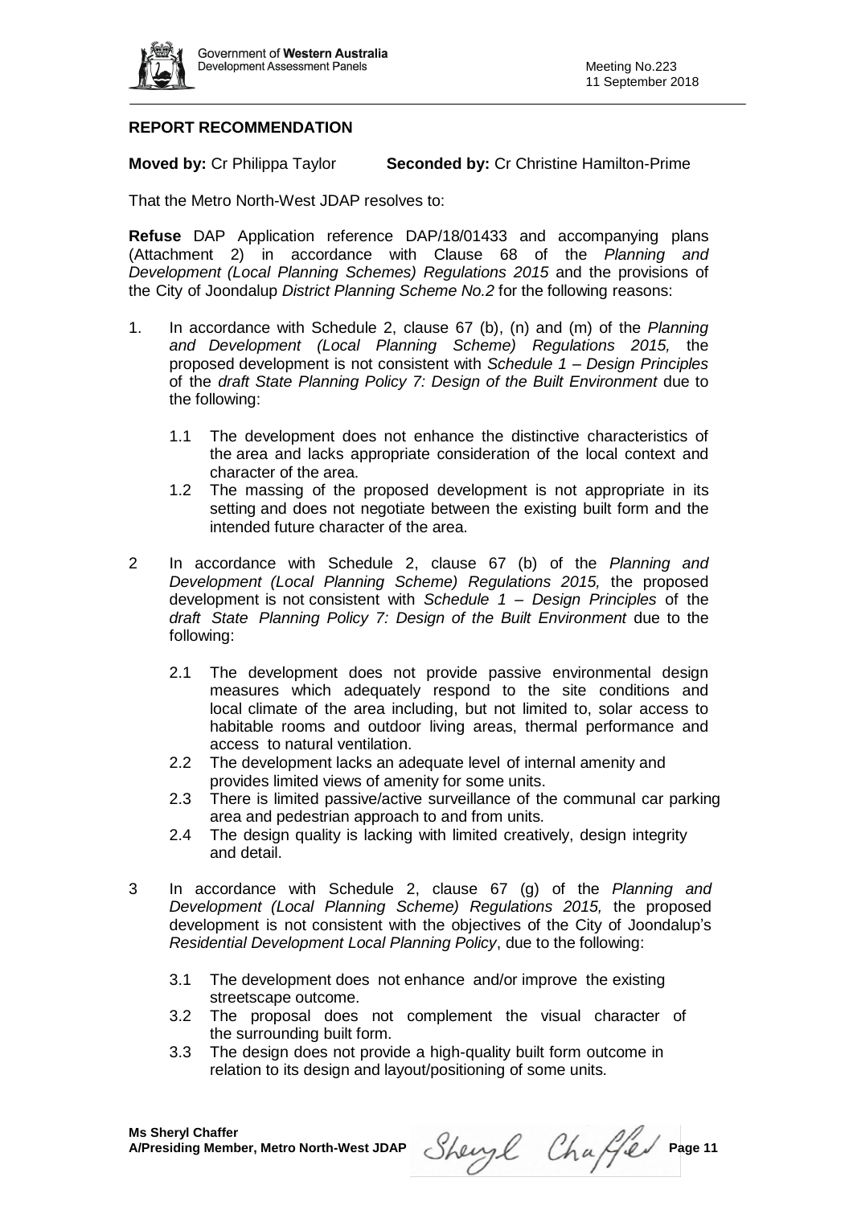## REPORT RECOMMENDATION

**Moved by:** Cr Philippa Taylor  **Seconded by:** Cr Christine Hamilton-Prime

That the Metro North-West JDAP resolves to:

**Refuse** DAP Application reference DAP/18/01433 and accompanying plans (Attachment 2) in accordance with Clause 68 of the *Planning and Development (Local Planning Schemes) Regulations 2015* and the provisions of the City of Joondalup *District Planning Scheme No.2* for the following reasons:

1. In accordance with Schedule 2, clause 67 (b), (n) and (m) of the *Planning and Development (Local Planning Scheme) Regulations 2015,* the proposed development is not consistent with *Schedule 1 – Design Principles* of the *draft State Planning Policy 7: Design of the Built Environment* due to the following:

   1.1 The development does not enhance the distinctive characteristics of the area and lacks appropriate consideration of the local context and character of the area.

   1.2 The massing of the proposed development is not appropriate in its setting and does not negotiate between the existing built form and the intended future character of the area.

2 In accordance with Schedule 2, clause 67 (b) of the *Planning and Development (Local Planning Scheme) Regulations 2015,* the proposed development is not consistent with *Schedule 1 – Design Principles* of the *draft State Planning Policy 7: Design of the Built Environment* due to the following:

   2.1 The development does not provide passive environmental design measures which adequately respond to the site conditions and local climate of the area including, but not limited to, solar access to habitable rooms and outdoor living areas, thermal performance and access to natural ventilation.

   2.2 The development lacks an adequate level of internal amenity and provides limited views of amenity for some units.

   2.3 There is limited passive/active surveillance of the communal car parking area and pedestrian approach to and from units.

   2.4 The design quality is lacking with limited creatively, design integrity and detail.

3 In accordance with Schedule 2, clause 67 (g) of the *Planning and Development (Local Planning Scheme) Regulations 2015,* the proposed development is not consistent with the objectives of the City of Joondalup's *Residential Development Local Planning Policy*, due to the following:

   3.1 The development does not enhance and/or improve the existing streetscape outcome.

   3.2 The proposal does not complement the visual character of the surrounding built form.

   3.3 The design does not provide a high-quality built form outcome in relation to its design and layout/positioning of some units.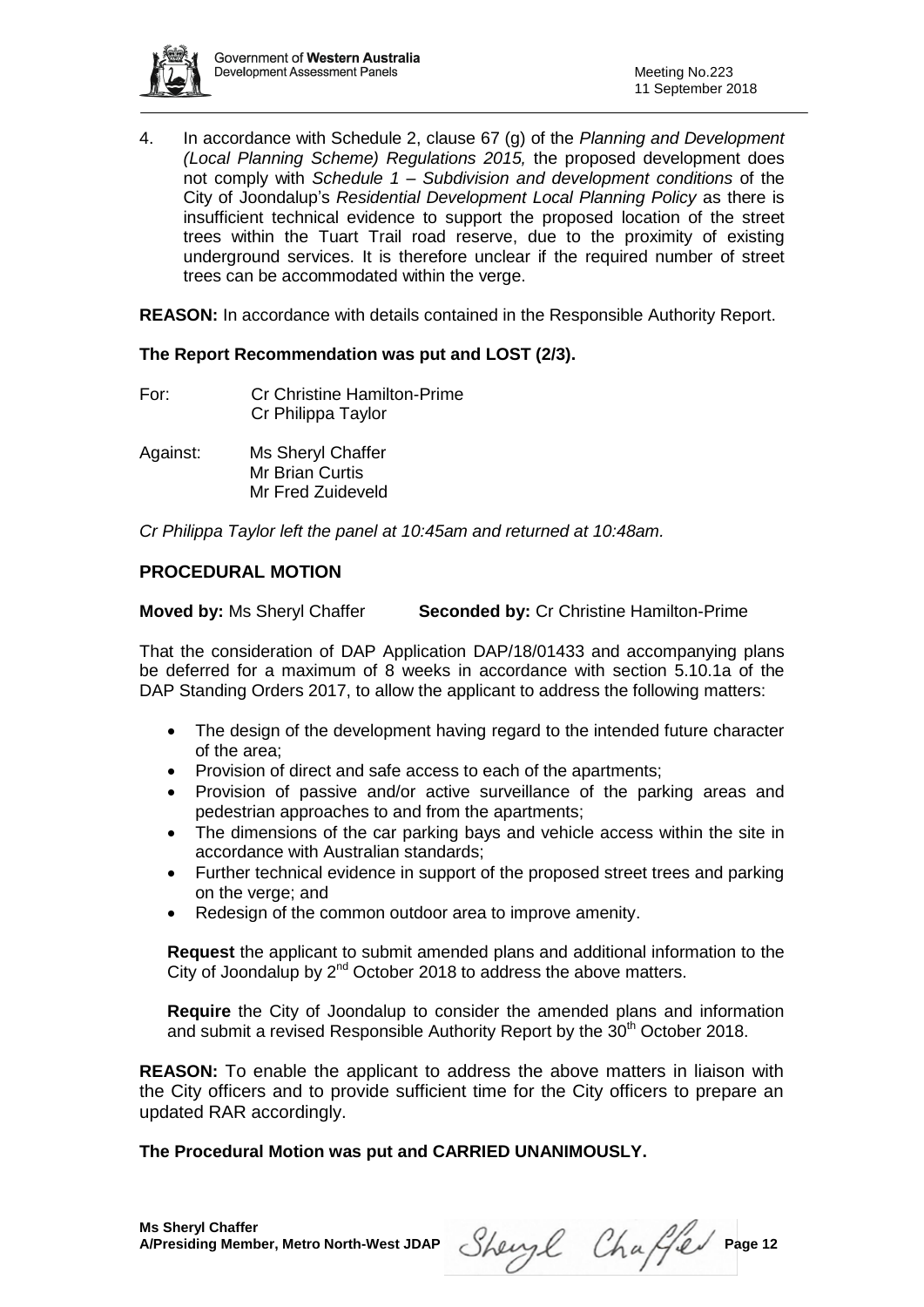4. In accordance with Schedule 2, clause 67 (g) of the *Planning and Development (Local Planning Scheme) Regulations 2015,* the proposed development does not comply with *Schedule 1 – Subdivision and development conditions* of the City of Joondalup's *Residential Development Local Planning Policy* as there is insufficient technical evidence to support the proposed location of the street trees within the Tuart Trail road reserve, due to the proximity of existing underground services. It is therefore unclear if the required number of street trees can be accommodated within the verge.

**REASON:** In accordance with details contained in the Responsible Authority Report.

**The Report Recommendation was put and LOST (2/3).**

For: Cr Christine Hamilton-Prime
Cr Philippa Taylor

Against: Ms Sheryl Chaffer
Mr Brian Curtis
Mr Fred Zuideveld

*Cr Philippa Taylor left the panel at 10:45am and returned at 10:48am.*

## PROCEDURAL MOTION

**Moved by:** Ms Sheryl Chaffer **Seconded by:** Cr Christine Hamilton-Prime

That the consideration of DAP Application DAP/18/01433 and accompanying plans be deferred for a maximum of 8 weeks in accordance with section 5.10.1a of the DAP Standing Orders 2017, to allow the applicant to address the following matters:

- The design of the development having regard to the intended future character of the area;
- Provision of direct and safe access to each of the apartments;
- Provision of passive and/or active surveillance of the parking areas and pedestrian approaches to and from the apartments;
- The dimensions of the car parking bays and vehicle access within the site in accordance with Australian standards;
- Further technical evidence in support of the proposed street trees and parking on the verge; and
- Redesign of the common outdoor area to improve amenity.

**Request** the applicant to submit amended plans and additional information to the City of Joondalup by 2nd October 2018 to address the above matters.

**Require** the City of Joondalup to consider the amended plans and information and submit a revised Responsible Authority Report by the 30th October 2018.

**REASON:** To enable the applicant to address the above matters in liaison with the City officers and to provide sufficient time for the City officers to prepare an updated RAR accordingly.

**The Procedural Motion was put and CARRIED UNANIMOUSLY.**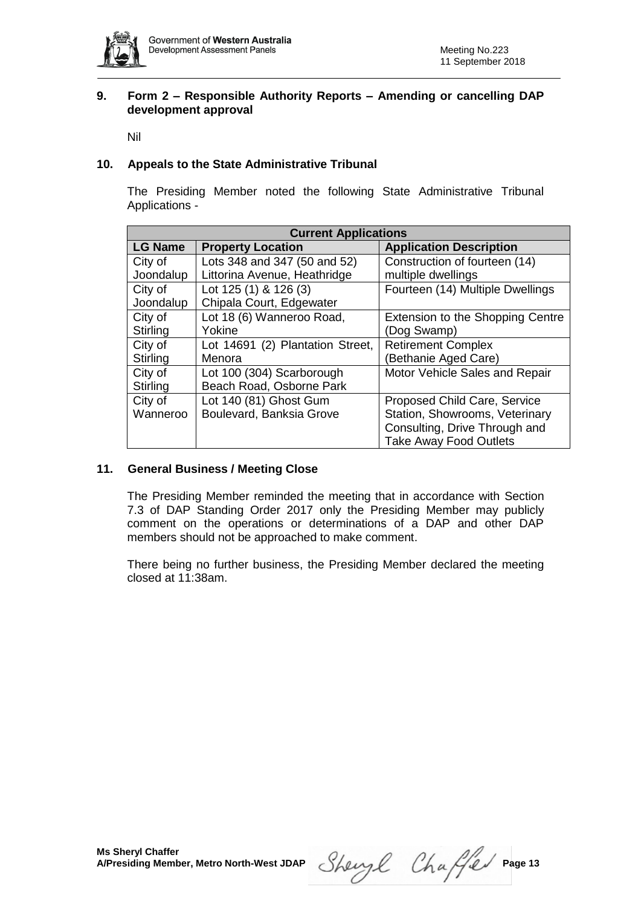## 9. Form 2 – Responsible Authority Reports – Amending or cancelling DAP development approval

Nil

## 10. Appeals to the State Administrative Tribunal

The Presiding Member noted the following State Administrative Tribunal Applications -

| Current Applications | | |
|---|---|---|
| **LG Name** | **Property Location** | **Application Description** |
| City of Joondalup | Lots 348 and 347 (50 and 52) Littorina Avenue, Heathridge | Construction of fourteen (14) multiple dwellings |
| City of Joondalup | Lot 125 (1) & 126 (3) Chipala Court, Edgewater | Fourteen (14) Multiple Dwellings |
| City of Stirling | Lot 18 (6) Wanneroo Road, Yokine | Extension to the Shopping Centre (Dog Swamp) |
| City of Stirling | Lot 14691 (2) Plantation Street, Menora | Retirement Complex (Bethanie Aged Care) |
| City of Stirling | Lot 100 (304) Scarborough Beach Road, Osborne Park | Motor Vehicle Sales and Repair |
| City of Wanneroo | Lot 140 (81) Ghost Gum Boulevard, Banksia Grove | Proposed Child Care, Service Station, Showrooms, Veterinary Consulting, Drive Through and Take Away Food Outlets |

## 11. General Business / Meeting Close

The Presiding Member reminded the meeting that in accordance with Section 7.3 of DAP Standing Order 2017 only the Presiding Member may publicly comment on the operations or determinations of a DAP and other DAP members should not be approached to make comment.

There being no further business, the Presiding Member declared the meeting closed at 11:38am.

**Ms Sheryl Chaffer**
**A/Presiding Member, Metro North-West JDAP**